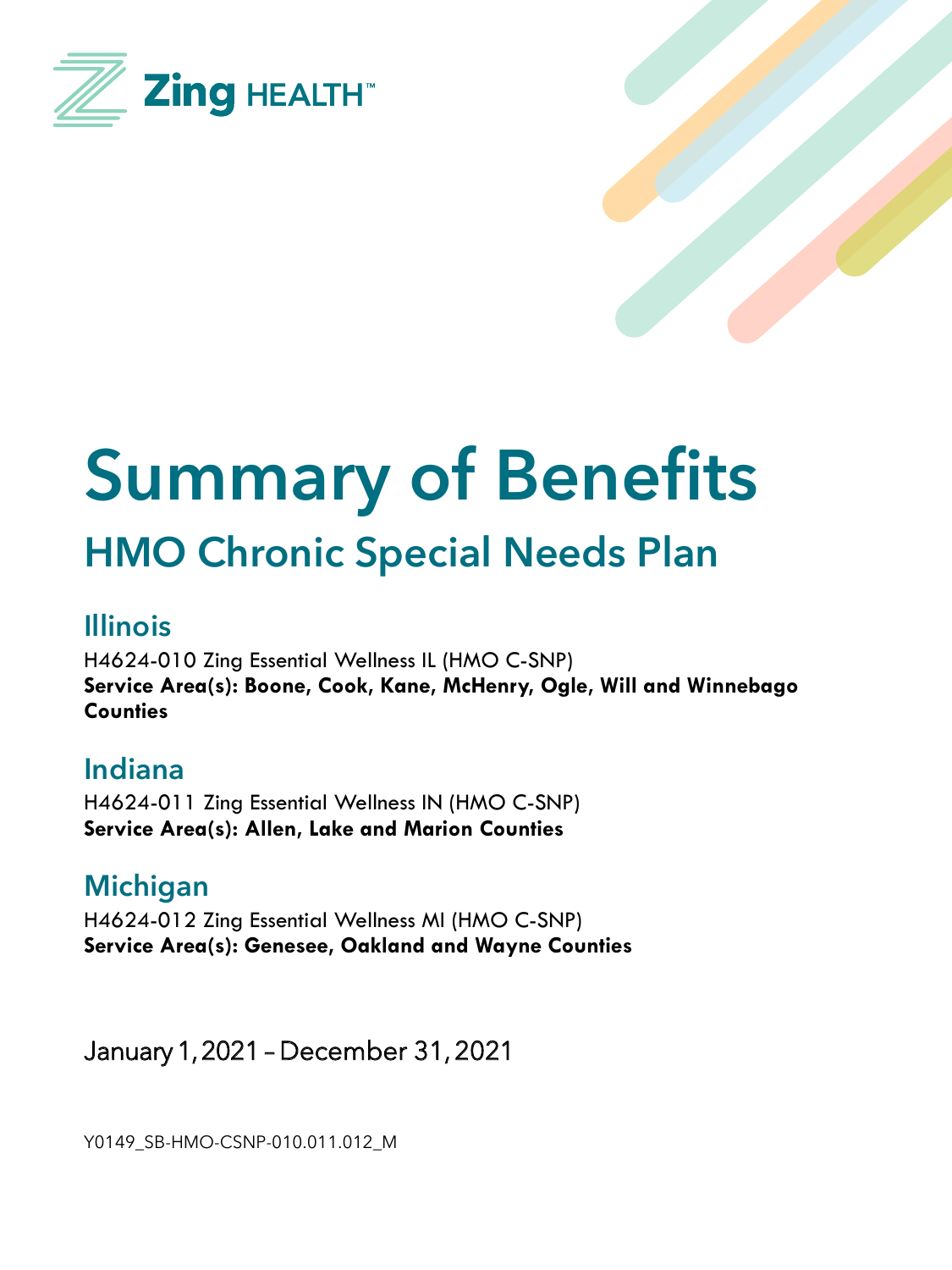Zing HEALTH™

# Summary of Benefits

## HMO Chronic Special Needs Plan

### Illinois

H4624-010 Zing Essential Wellness IL (HMO C-SNP)
**Service Area(s): Boone, Cook, Kane, McHenry, Ogle, Will and Winnebago Counties**

### Indiana

H4624-011 Zing Essential Wellness IN (HMO C-SNP)
**Service Area(s): Allen, Lake and Marion Counties**

### Michigan

H4624-012 Zing Essential Wellness MI (HMO C-SNP)
**Service Area(s): Genesee, Oakland and Wayne Counties**

January 1, 2021 – December 31, 2021

Y0149_SB-HMO-CSNP-010.011.012_M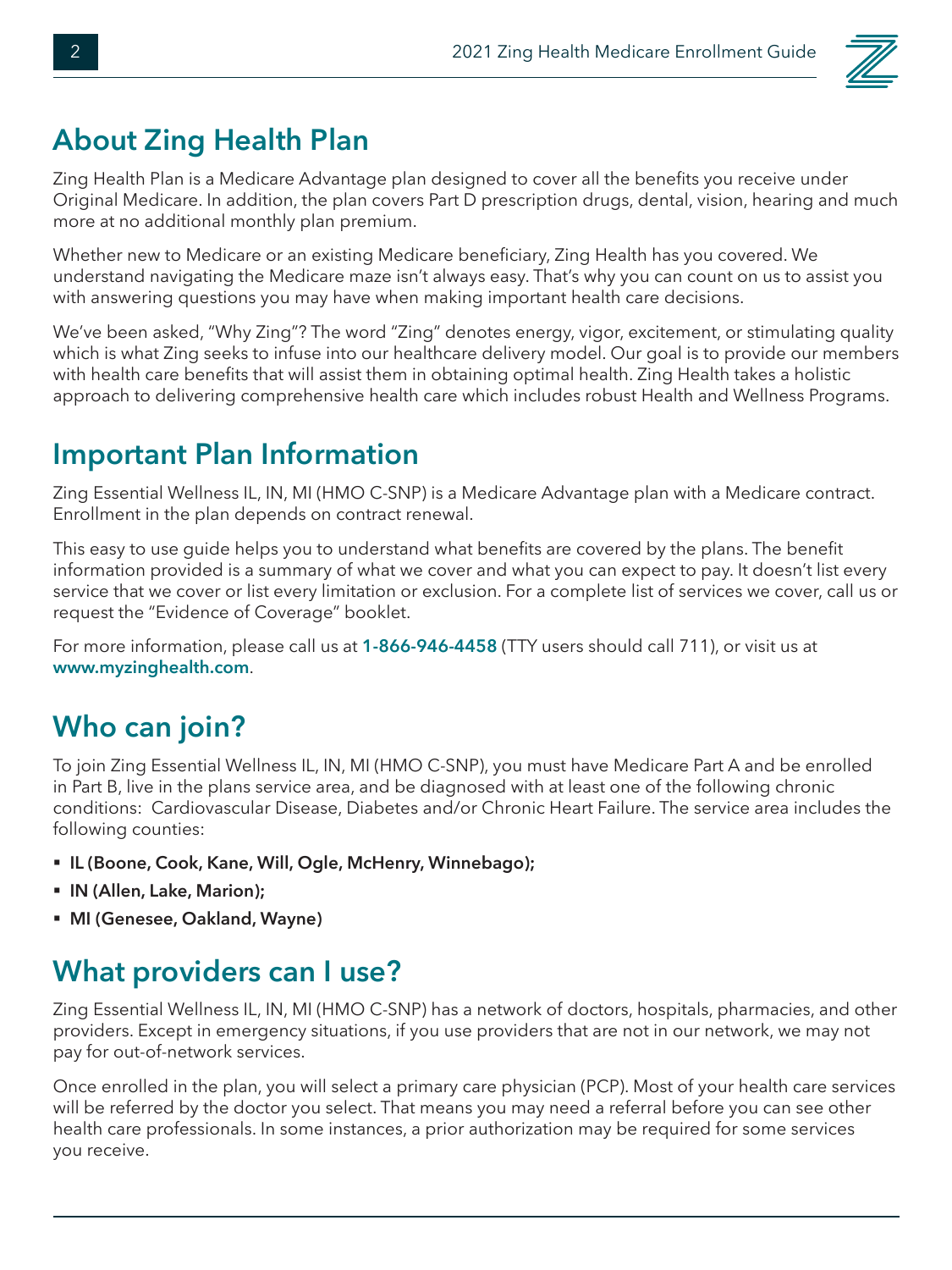## About Zing Health Plan

Zing Health Plan is a Medicare Advantage plan designed to cover all the benefits you receive under Original Medicare. In addition, the plan covers Part D prescription drugs, dental, vision, hearing and much more at no additional monthly plan premium.

Whether new to Medicare or an existing Medicare beneficiary, Zing Health has you covered. We understand navigating the Medicare maze isn't always easy. That's why you can count on us to assist you with answering questions you may have when making important health care decisions.

We've been asked, "Why Zing"? The word "Zing" denotes energy, vigor, excitement, or stimulating quality which is what Zing seeks to infuse into our healthcare delivery model. Our goal is to provide our members with health care benefits that will assist them in obtaining optimal health. Zing Health takes a holistic approach to delivering comprehensive health care which includes robust Health and Wellness Programs.

## Important Plan Information

Zing Essential Wellness IL, IN, MI (HMO C-SNP) is a Medicare Advantage plan with a Medicare contract. Enrollment in the plan depends on contract renewal.

This easy to use guide helps you to understand what benefits are covered by the plans. The benefit information provided is a summary of what we cover and what you can expect to pay. It doesn't list every service that we cover or list every limitation or exclusion. For a complete list of services we cover, call us or request the "Evidence of Coverage" booklet.

For more information, please call us at **1-866-946-4458** (TTY users should call 711), or visit us at **www.myzinghealth.com**.

## Who can join?

To join Zing Essential Wellness IL, IN, MI (HMO C-SNP), you must have Medicare Part A and be enrolled in Part B, live in the plans service area, and be diagnosed with at least one of the following chronic conditions: Cardiovascular Disease, Diabetes and/or Chronic Heart Failure. The service area includes the following counties:

- **IL (Boone, Cook, Kane, Will, Ogle, McHenry, Winnebago);**
- **IN (Allen, Lake, Marion);**
- **MI (Genesee, Oakland, Wayne)**

## What providers can I use?

Zing Essential Wellness IL, IN, MI (HMO C-SNP) has a network of doctors, hospitals, pharmacies, and other providers. Except in emergency situations, if you use providers that are not in our network, we may not pay for out-of-network services.

Once enrolled in the plan, you will select a primary care physician (PCP). Most of your health care services will be referred by the doctor you select. That means you may need a referral before you can see other health care professionals. In some instances, a prior authorization may be required for some services you receive.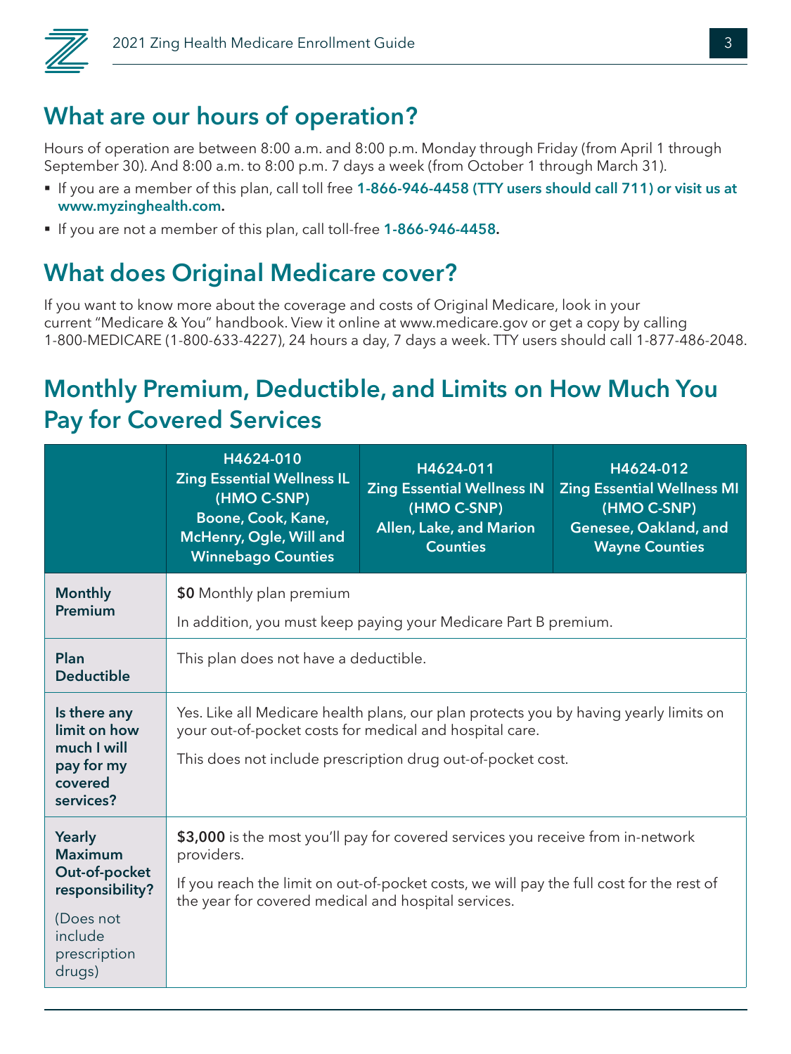## What are our hours of operation?

Hours of operation are between 8:00 a.m. and 8:00 p.m. Monday through Friday (from April 1 through September 30). And 8:00 a.m. to 8:00 p.m. 7 days a week (from October 1 through March 31).

- If you are a member of this plan, call toll free **1-866-946-4458 (TTY users should call 711) or visit us at www.myzinghealth.com.**
- If you are not a member of this plan, call toll-free **1-866-946-4458.**

## What does Original Medicare cover?

If you want to know more about the coverage and costs of Original Medicare, look in your current "Medicare & You" handbook. View it online at www.medicare.gov or get a copy by calling 1-800-MEDICARE (1-800-633-4227), 24 hours a day, 7 days a week. TTY users should call 1-877-486-2048.

## Monthly Premium, Deductible, and Limits on How Much You Pay for Covered Services

| | H4624-010 Zing Essential Wellness IL (HMO C-SNP) Boone, Cook, Kane, McHenry, Ogle, Will and Winnebago Counties | H4624-011 Zing Essential Wellness IN (HMO C-SNP) Allen, Lake, and Marion Counties | H4624-012 Zing Essential Wellness MI (HMO C-SNP) Genesee, Oakland, and Wayne Counties |
|---|---|---|---|
| **Monthly Premium** | **$0** Monthly plan premium<br>In addition, you must keep paying your Medicare Part B premium. | | |
| **Plan Deductible** | This plan does not have a deductible. | | |
| **Is there any limit on how much I will pay for my covered services?** | Yes. Like all Medicare health plans, our plan protects you by having yearly limits on your out-of-pocket costs for medical and hospital care.<br>This does not include prescription drug out-of-pocket cost. | | |
| **Yearly Maximum Out-of-pocket responsibility?**<br>(Does not include prescription drugs) | **$3,000** is the most you'll pay for covered services you receive from in-network providers.<br>If you reach the limit on out-of-pocket costs, we will pay the full cost for the rest of the year for covered medical and hospital services. | | |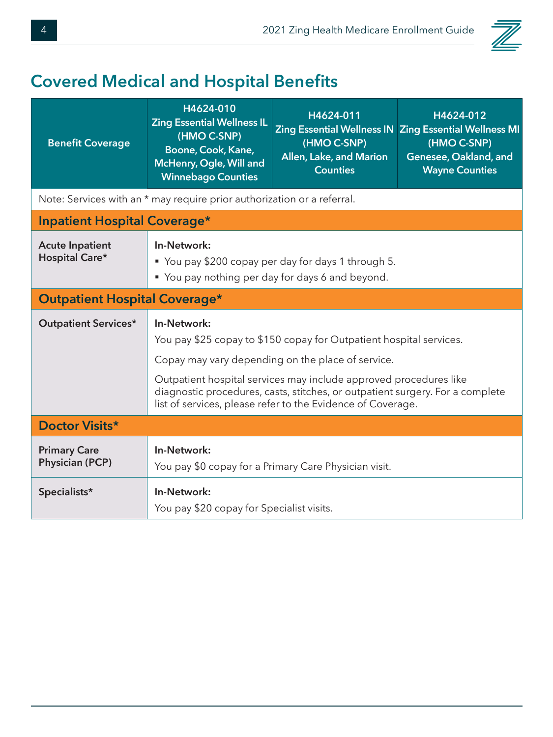## Covered Medical and Hospital Benefits

| Benefit Coverage | H4624-010 Zing Essential Wellness IL (HMO C-SNP) Boone, Cook, Kane, McHenry, Ogle, Will and Winnebago Counties | H4624-011 Zing Essential Wellness IN (HMO C-SNP) Allen, Lake, and Marion Counties | H4624-012 Zing Essential Wellness MI (HMO C-SNP) Genesee, Oakland, and Wayne Counties |
|---|---|---|---|
| Note: Services with an * may require prior authorization or a referral. | | | |
| **Inpatient Hospital Coverage*** | | | |
| **Acute Inpatient Hospital Care*** | **In-Network:** <br> ▪ You pay $200 copay per day for days 1 through 5. <br> ▪ You pay nothing per day for days 6 and beyond. | | |
| **Outpatient Hospital Coverage*** | | | |
| **Outpatient Services*** | **In-Network:** <br> You pay $25 copay to $150 copay for Outpatient hospital services. <br> Copay may vary depending on the place of service. <br> Outpatient hospital services may include approved procedures like diagnostic procedures, casts, stitches, or outpatient surgery. For a complete list of services, please refer to the Evidence of Coverage. | | |
| **Doctor Visits*** | | | |
| **Primary Care Physician (PCP)** | **In-Network:** <br> You pay $0 copay for a Primary Care Physician visit. | | |
| **Specialists*** | **In-Network:** <br> You pay $20 copay for Specialist visits. | | |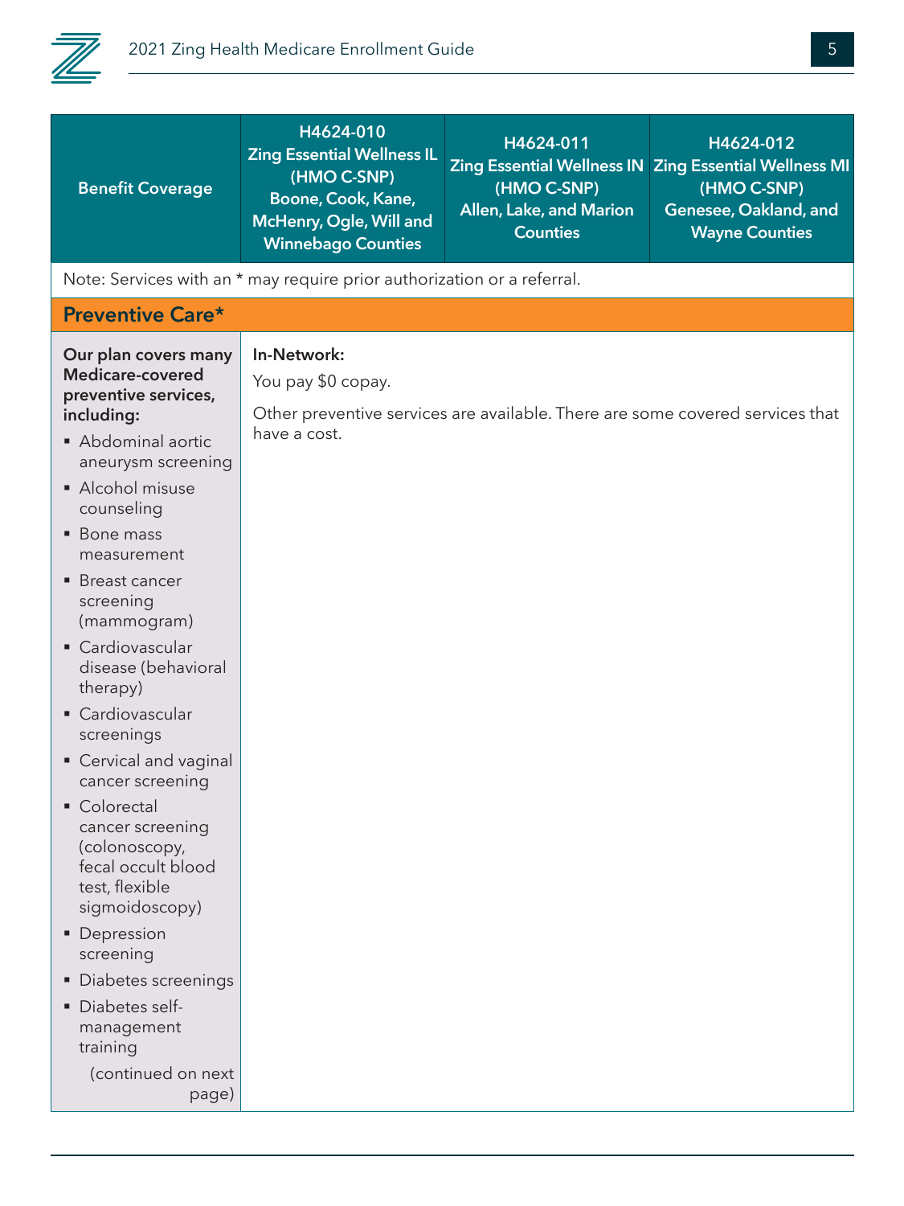| Benefit Coverage | H4624-010 Zing Essential Wellness IL (HMO C-SNP) Boone, Cook, Kane, McHenry, Ogle, Will and Winnebago Counties | H4624-011 Zing Essential Wellness IN (HMO C-SNP) Allen, Lake, and Marion Counties | H4624-012 Zing Essential Wellness MI (HMO C-SNP) Genesee, Oakland, and Wayne Counties |
|---|---|---|---|
| Note: Services with an * may require prior authorization or a referral. | | | |
| **Preventive Care*** | | | |
| **Our plan covers many Medicare-covered preventive services, including:**<br>▪ Abdominal aortic aneurysm screening<br>▪ Alcohol misuse counseling<br>▪ Bone mass measurement<br>▪ Breast cancer screening (mammogram)<br>▪ Cardiovascular disease (behavioral therapy)<br>▪ Cardiovascular screenings<br>▪ Cervical and vaginal cancer screening<br>▪ Colorectal cancer screening (colonoscopy, fecal occult blood test, flexible sigmoidoscopy)<br>▪ Depression screening<br>▪ Diabetes screenings<br>▪ Diabetes self-management training<br>(continued on next page) | **In-Network:**<br>You pay $0 copay.<br>Other preventive services are available. There are some covered services that have a cost. | | |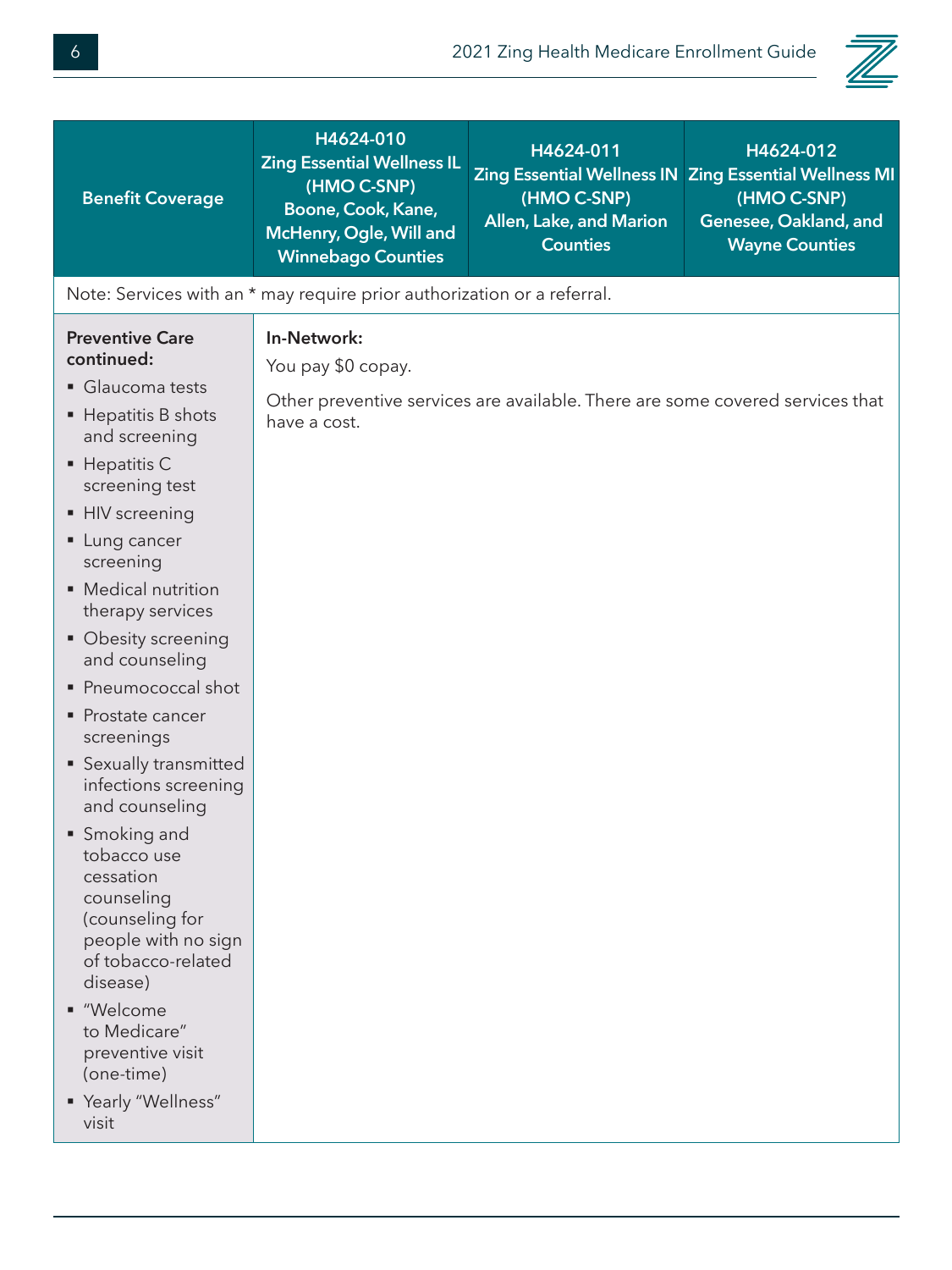| Benefit Coverage | H4624-010<br>Zing Essential Wellness IL (HMO C-SNP)<br>Boone, Cook, Kane, McHenry, Ogle, Will and Winnebago Counties | H4624-011<br>Zing Essential Wellness IN (HMO C-SNP)<br>Allen, Lake, and Marion Counties | H4624-012<br>Zing Essential Wellness MI (HMO C-SNP)<br>Genesee, Oakland, and Wayne Counties |
|---|---|---|---|
| Note: Services with an * may require prior authorization or a referral. | | | |
| **Preventive Care continued:**<br>▪ Glaucoma tests<br>▪ Hepatitis B shots and screening<br>▪ Hepatitis C screening test<br>▪ HIV screening<br>▪ Lung cancer screening<br>▪ Medical nutrition therapy services<br>▪ Obesity screening and counseling<br>▪ Pneumococcal shot<br>▪ Prostate cancer screenings<br>▪ Sexually transmitted infections screening and counseling<br>▪ Smoking and tobacco use cessation counseling (counseling for people with no sign of tobacco-related disease)<br>▪ "Welcome to Medicare" preventive visit (one-time)<br>▪ Yearly "Wellness" visit | **In-Network:**<br>You pay $0 copay.<br><br>Other preventive services are available. There are some covered services that have a cost. | | |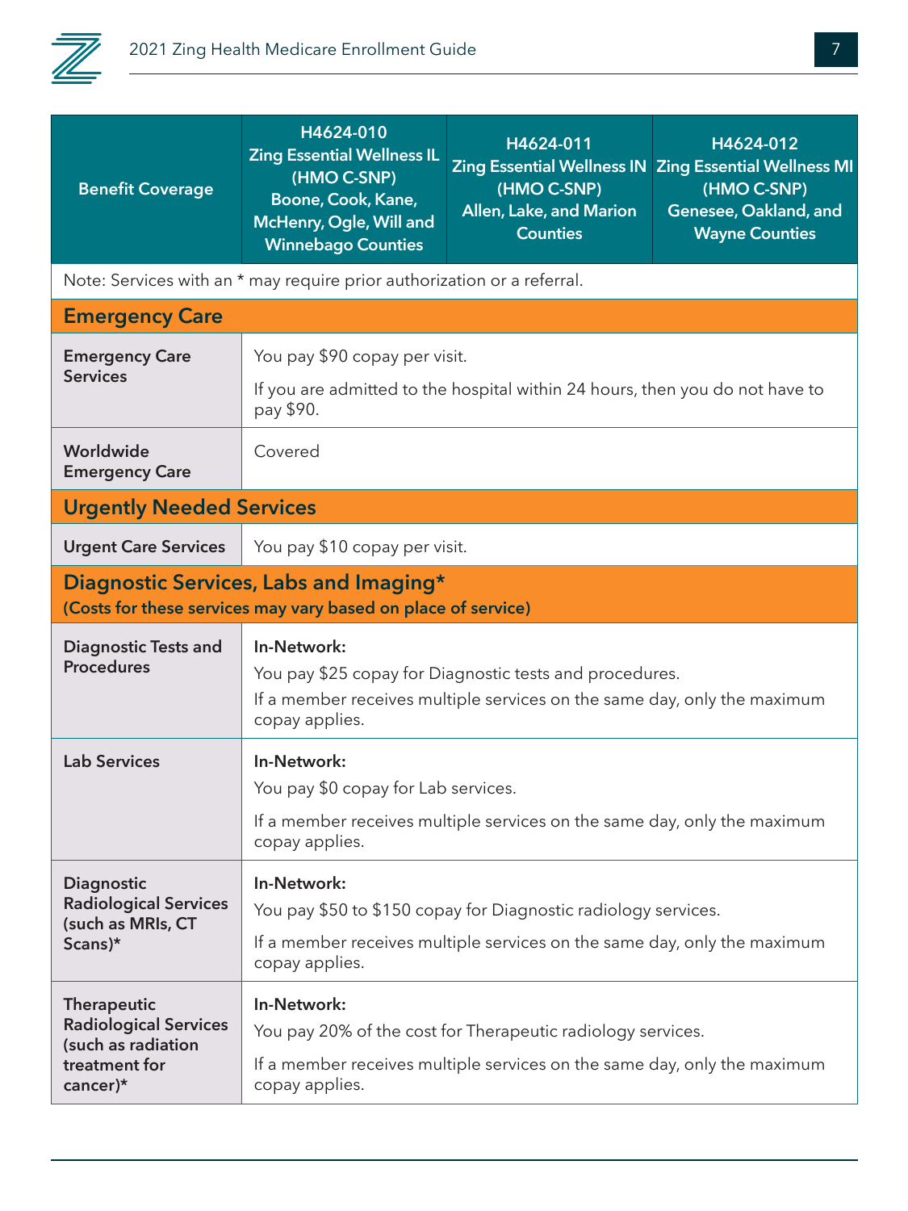| Benefit Coverage | H4624-010 Zing Essential Wellness IL (HMO C-SNP) Boone, Cook, Kane, McHenry, Ogle, Will and Winnebago Counties | H4624-011 Zing Essential Wellness IN (HMO C-SNP) Allen, Lake, and Marion Counties | H4624-012 Zing Essential Wellness MI (HMO C-SNP) Genesee, Oakland, and Wayne Counties |
|---|---|---|---|
| Note: Services with an * may require prior authorization or a referral. | | | |
| **Emergency Care** | | | |
| **Emergency Care Services** | You pay $90 copay per visit.<br><br>If you are admitted to the hospital within 24 hours, then you do not have to pay $90. | | |
| **Worldwide Emergency Care** | Covered | | |
| **Urgently Needed Services** | | | |
| **Urgent Care Services** | You pay $10 copay per visit. | | |
| **Diagnostic Services, Labs and Imaging*** **(Costs for these services may vary based on place of service)** | | | |
| **Diagnostic Tests and Procedures** | **In-Network:**<br>You pay $25 copay for Diagnostic tests and procedures.<br>If a member receives multiple services on the same day, only the maximum copay applies. | | |
| **Lab Services** | **In-Network:**<br>You pay $0 copay for Lab services.<br><br>If a member receives multiple services on the same day, only the maximum copay applies. | | |
| **Diagnostic Radiological Services (such as MRIs, CT Scans)*** | **In-Network:**<br>You pay $50 to $150 copay for Diagnostic radiology services.<br><br>If a member receives multiple services on the same day, only the maximum copay applies. | | |
| **Therapeutic Radiological Services (such as radiation treatment for cancer)*** | **In-Network:**<br>You pay 20% of the cost for Therapeutic radiology services.<br><br>If a member receives multiple services on the same day, only the maximum copay applies. | | |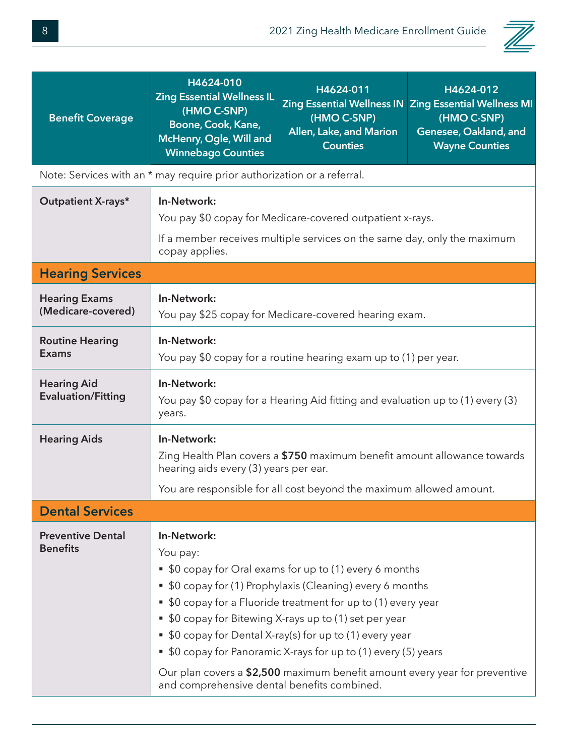| Benefit Coverage | H4624-010 Zing Essential Wellness IL (HMO C-SNP) Boone, Cook, Kane, McHenry, Ogle, Will and Winnebago Counties | H4624-011 Zing Essential Wellness IN (HMO C-SNP) Allen, Lake, and Marion Counties | H4624-012 Zing Essential Wellness MI (HMO C-SNP) Genesee, Oakland, and Wayne Counties |
|---|---|---|---|
| Note: Services with an * may require prior authorization or a referral. | | | |
| **Outpatient X-rays*** | **In-Network:** You pay $0 copay for Medicare-covered outpatient x-rays. If a member receives multiple services on the same day, only the maximum copay applies. | | |
| **Hearing Services** | | | |
| **Hearing Exams (Medicare-covered)** | **In-Network:** You pay $25 copay for Medicare-covered hearing exam. | | |
| **Routine Hearing Exams** | **In-Network:** You pay $0 copay for a routine hearing exam up to (1) per year. | | |
| **Hearing Aid Evaluation/Fitting** | **In-Network:** You pay $0 copay for a Hearing Aid fitting and evaluation up to (1) every (3) years. | | |
| **Hearing Aids** | **In-Network:** Zing Health Plan covers a **$750** maximum benefit amount allowance towards hearing aids every (3) years per ear. You are responsible for all cost beyond the maximum allowed amount. | | |
| **Dental Services** | | | |
| **Preventive Dental Benefits** | **In-Network:** You pay: ▪ $0 copay for Oral exams for up to (1) every 6 months ▪ $0 copay for (1) Prophylaxis (Cleaning) every 6 months ▪ $0 copay for a Fluoride treatment for up to (1) every year ▪ $0 copay for Bitewing X-rays up to (1) set per year ▪ $0 copay for Dental X-ray(s) for up to (1) every year ▪ $0 copay for Panoramic X-rays for up to (1) every (5) years Our plan covers a **$2,500** maximum benefit amount every year for preventive and comprehensive dental benefits combined. | | |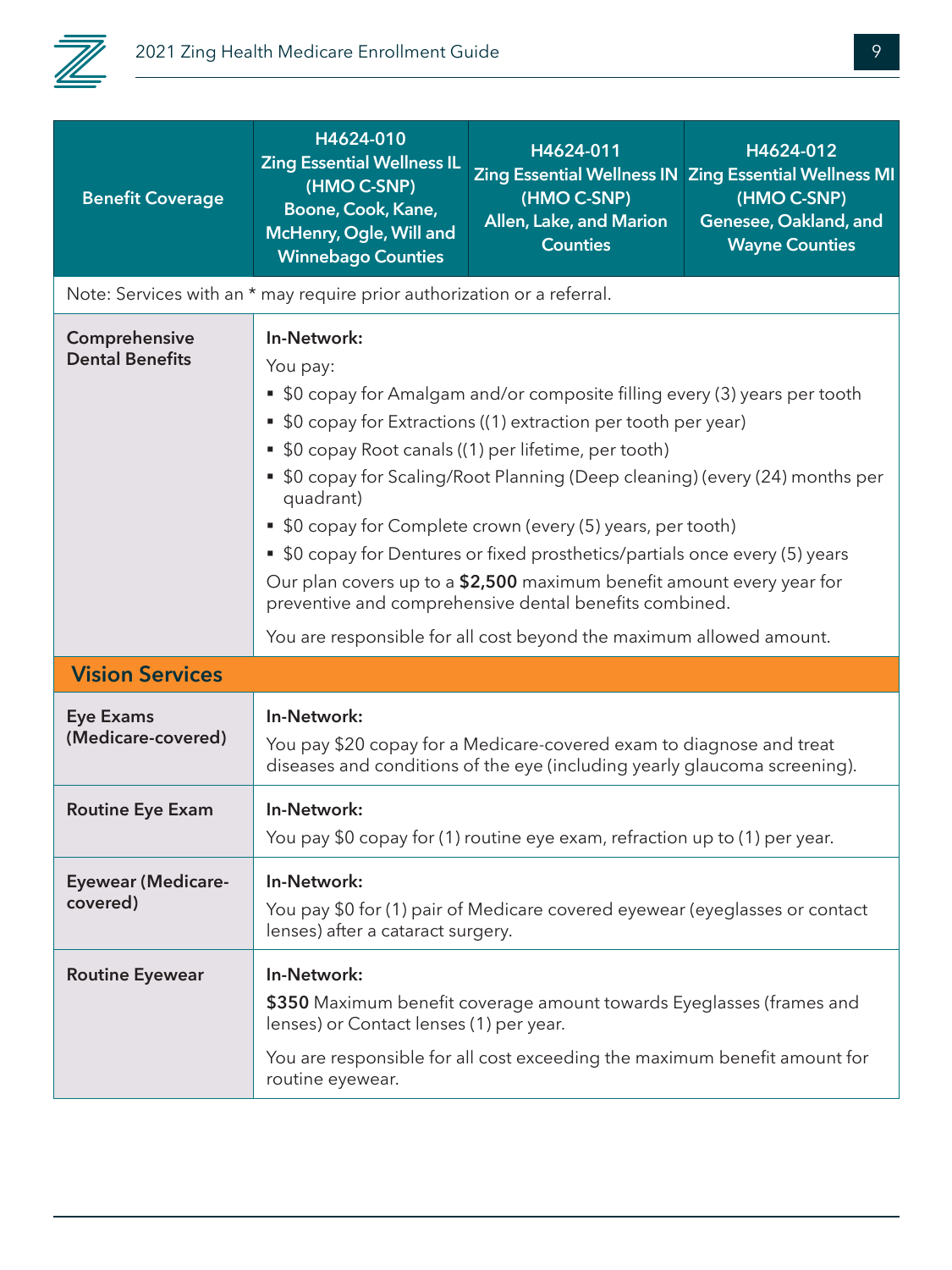| Benefit Coverage | H4624-010 Zing Essential Wellness IL (HMO C-SNP) Boone, Cook, Kane, McHenry, Ogle, Will and Winnebago Counties | H4624-011 Zing Essential Wellness IN (HMO C-SNP) Allen, Lake, and Marion Counties | H4624-012 Zing Essential Wellness MI (HMO C-SNP) Genesee, Oakland, and Wayne Counties |
|---|---|---|---|
| Note: Services with an * may require prior authorization or a referral. | | | |
| **Comprehensive Dental Benefits** | **In-Network:**<br>You pay:<br>▪ $0 copay for Amalgam and/or composite filling every (3) years per tooth<br>▪ $0 copay for Extractions ((1) extraction per tooth per year)<br>▪ $0 copay Root canals ((1) per lifetime, per tooth)<br>▪ $0 copay for Scaling/Root Planning (Deep cleaning) (every (24) months per quadrant)<br>▪ $0 copay for Complete crown (every (5) years, per tooth)<br>▪ $0 copay for Dentures or fixed prosthetics/partials once every (5) years<br>Our plan covers up to a **$2,500** maximum benefit amount every year for preventive and comprehensive dental benefits combined.<br>You are responsible for all cost beyond the maximum allowed amount. | | |
| **Vision Services** | | | |
| **Eye Exams (Medicare-covered)** | **In-Network:**<br>You pay $20 copay for a Medicare-covered exam to diagnose and treat diseases and conditions of the eye (including yearly glaucoma screening). | | |
| **Routine Eye Exam** | **In-Network:**<br>You pay $0 copay for (1) routine eye exam, refraction up to (1) per year. | | |
| **Eyewear (Medicare-covered)** | **In-Network:**<br>You pay $0 for (1) pair of Medicare covered eyewear (eyeglasses or contact lenses) after a cataract surgery. | | |
| **Routine Eyewear** | **In-Network:**<br>**$350** Maximum benefit coverage amount towards Eyeglasses (frames and lenses) or Contact lenses (1) per year.<br>You are responsible for all cost exceeding the maximum benefit amount for routine eyewear. | | |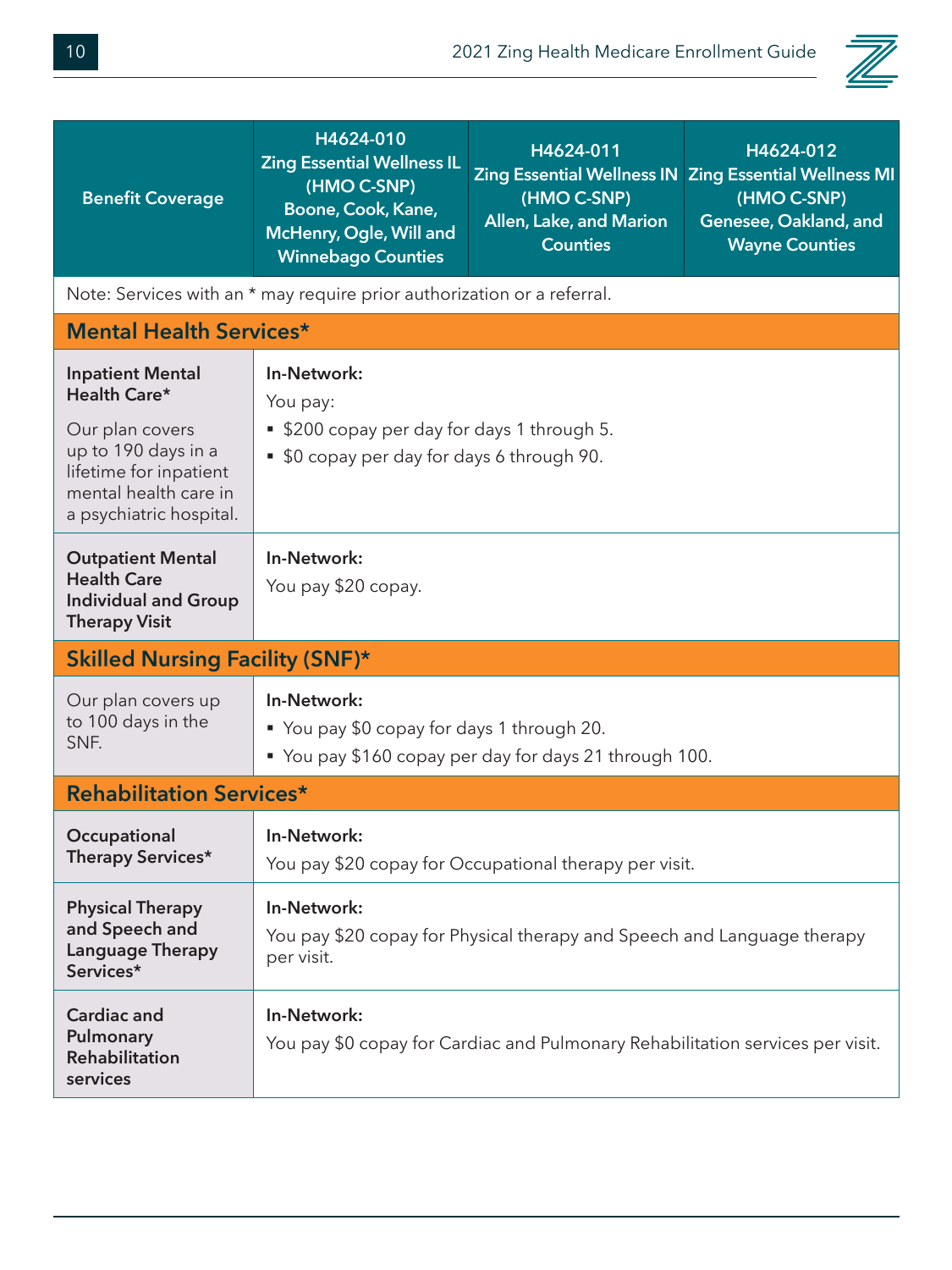| Benefit Coverage | H4624-010 Zing Essential Wellness IL (HMO C-SNP) Boone, Cook, Kane, McHenry, Ogle, Will and Winnebago Counties | H4624-011 Zing Essential Wellness IN (HMO C-SNP) Allen, Lake, and Marion Counties | H4624-012 Zing Essential Wellness MI (HMO C-SNP) Genesee, Oakland, and Wayne Counties |
|---|---|---|---|
| Note: Services with an * may require prior authorization or a referral. | | | |
| **Mental Health Services*** | | | |
| **Inpatient Mental Health Care*** Our plan covers up to 190 days in a lifetime for inpatient mental health care in a psychiatric hospital. | **In-Network:** You pay: ▪ $200 copay per day for days 1 through 5. ▪ $0 copay per day for days 6 through 90. | | |
| **Outpatient Mental Health Care Individual and Group Therapy Visit** | **In-Network:** You pay $20 copay. | | |
| **Skilled Nursing Facility (SNF)*** | | | |
| Our plan covers up to 100 days in the SNF. | **In-Network:** ▪ You pay $0 copay for days 1 through 20. ▪ You pay $160 copay per day for days 21 through 100. | | |
| **Rehabilitation Services*** | | | |
| **Occupational Therapy Services*** | **In-Network:** You pay $20 copay for Occupational therapy per visit. | | |
| **Physical Therapy and Speech and Language Therapy Services*** | **In-Network:** You pay $20 copay for Physical therapy and Speech and Language therapy per visit. | | |
| **Cardiac and Pulmonary Rehabilitation services** | **In-Network:** You pay $0 copay for Cardiac and Pulmonary Rehabilitation services per visit. | | |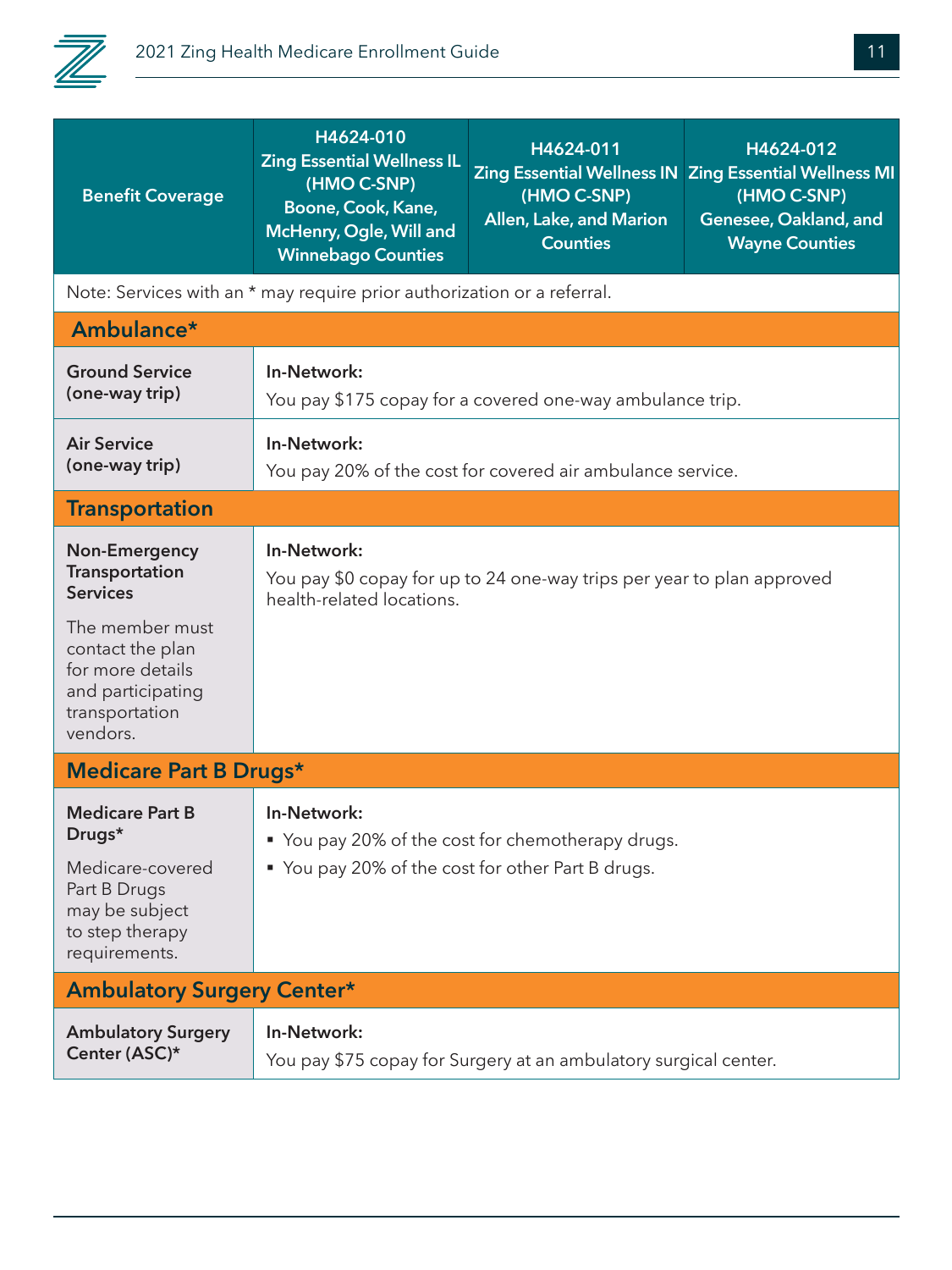| Benefit Coverage | H4624-010 Zing Essential Wellness IL (HMO C-SNP) Boone, Cook, Kane, McHenry, Ogle, Will and Winnebago Counties | H4624-011 Zing Essential Wellness IN (HMO C-SNP) Allen, Lake, and Marion Counties | H4624-012 Zing Essential Wellness MI (HMO C-SNP) Genesee, Oakland, and Wayne Counties |
|---|---|---|---|
| Note: Services with an * may require prior authorization or a referral. | | | |
| **Ambulance*** | | | |
| **Ground Service (one-way trip)** | **In-Network:** You pay $175 copay for a covered one-way ambulance trip. | | |
| **Air Service (one-way trip)** | **In-Network:** You pay 20% of the cost for covered air ambulance service. | | |
| **Transportation** | | | |
| **Non-Emergency Transportation Services** The member must contact the plan for more details and participating transportation vendors. | **In-Network:** You pay $0 copay for up to 24 one-way trips per year to plan approved health-related locations. | | |
| **Medicare Part B Drugs*** | | | |
| **Medicare Part B Drugs*** Medicare-covered Part B Drugs may be subject to step therapy requirements. | **In-Network:** ▪ You pay 20% of the cost for chemotherapy drugs. ▪ You pay 20% of the cost for other Part B drugs. | | |
| **Ambulatory Surgery Center*** | | | |
| **Ambulatory Surgery Center (ASC)*** | **In-Network:** You pay $75 copay for Surgery at an ambulatory surgical center. | | |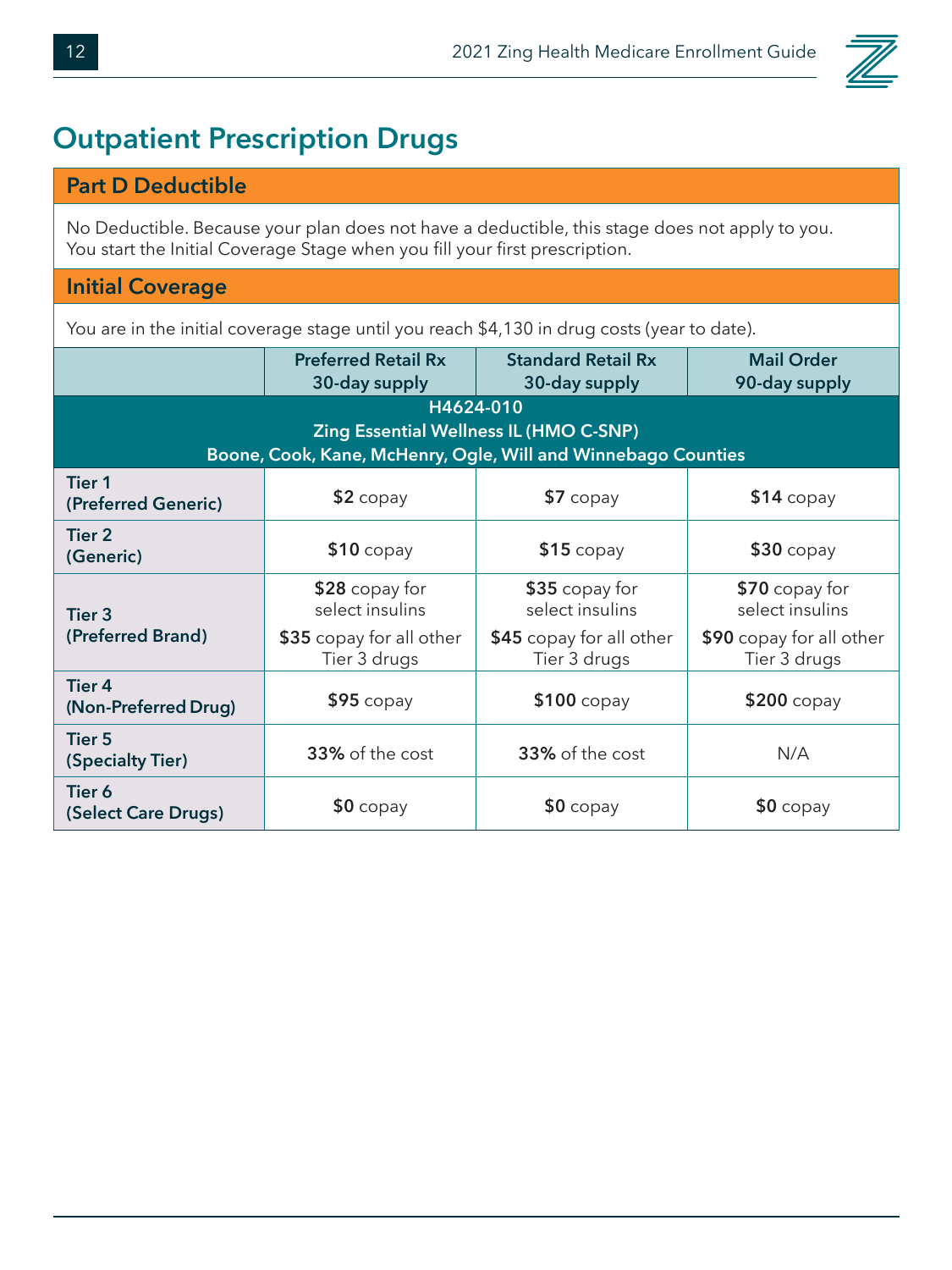# Outpatient Prescription Drugs

## Part D Deductible

No Deductible. Because your plan does not have a deductible, this stage does not apply to you. You start the Initial Coverage Stage when you fill your first prescription.

## Initial Coverage

You are in the initial coverage stage until you reach $4,130 in drug costs (year to date).

| | Preferred Retail Rx 30-day supply | Standard Retail Rx 30-day supply | Mail Order 90-day supply |
|---|---|---|---|
| **H4624-010 Zing Essential Wellness IL (HMO C-SNP) Boone, Cook, Kane, McHenry, Ogle, Will and Winnebago Counties** | | | |
| **Tier 1 (Preferred Generic)** | **$2** copay | **$7** copay | **$14** copay |
| **Tier 2 (Generic)** | **$10** copay | **$15** copay | **$30** copay |
| **Tier 3 (Preferred Brand)** | **$28** copay for select insulins<br>**$35** copay for all other Tier 3 drugs | **$35** copay for select insulins<br>**$45** copay for all other Tier 3 drugs | **$70** copay for select insulins<br>**$90** copay for all other Tier 3 drugs |
| **Tier 4 (Non-Preferred Drug)** | **$95** copay | **$100** copay | **$200** copay |
| **Tier 5 (Specialty Tier)** | **33%** of the cost | **33%** of the cost | N/A |
| **Tier 6 (Select Care Drugs)** | **$0** copay | **$0** copay | **$0** copay |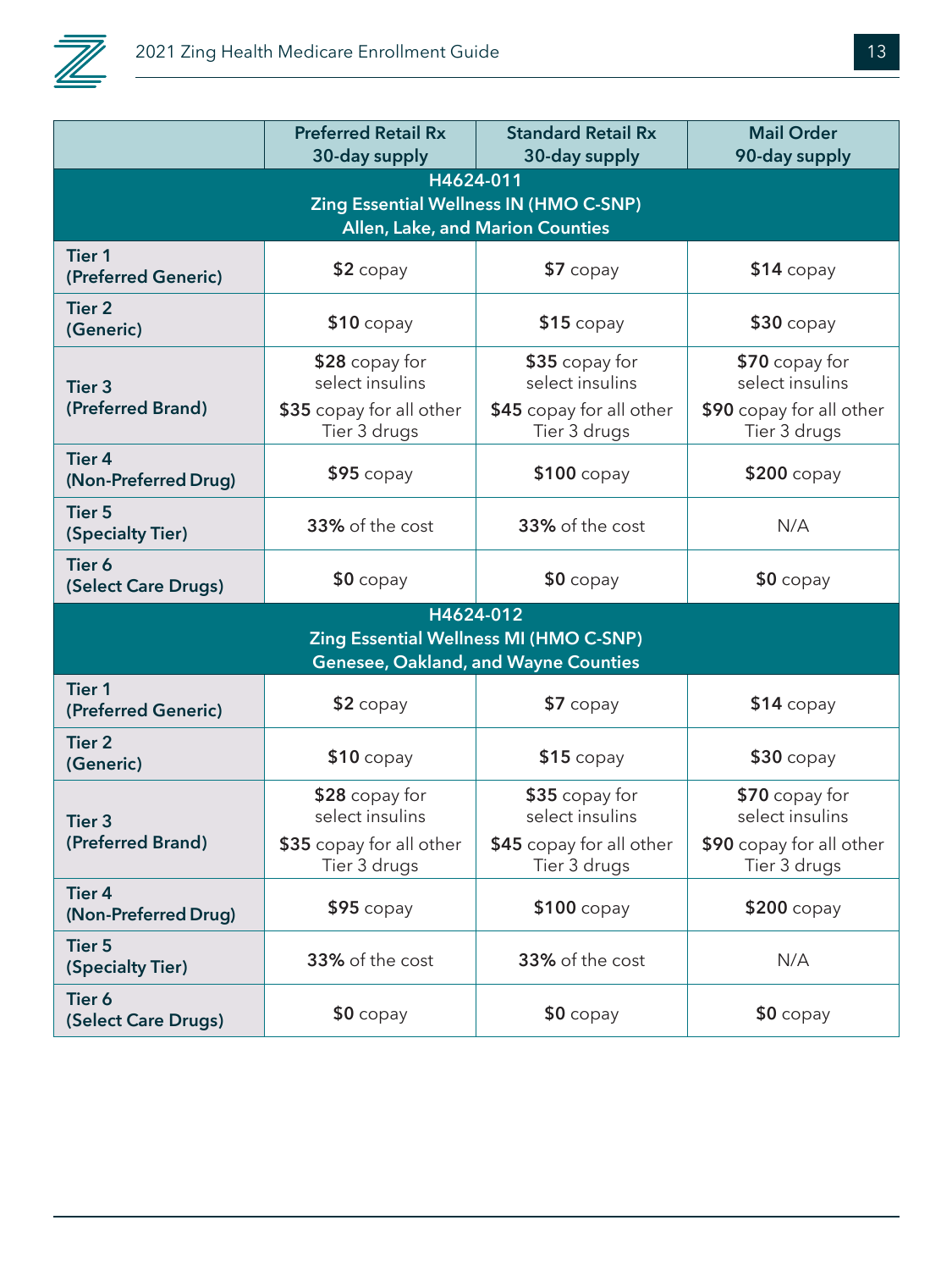| | Preferred Retail Rx 30-day supply | Standard Retail Rx 30-day supply | Mail Order 90-day supply |
|---|---|---|---|
| **H4624-011 Zing Essential Wellness IN (HMO C-SNP) Allen, Lake, and Marion Counties** | | | |
| **Tier 1 (Preferred Generic)** | **$2** copay | **$7** copay | **$14** copay |
| **Tier 2 (Generic)** | **$10** copay | **$15** copay | **$30** copay |
| **Tier 3 (Preferred Brand)** | **$28** copay for select insulins<br>**$35** copay for all other Tier 3 drugs | **$35** copay for select insulins<br>**$45** copay for all other Tier 3 drugs | **$70** copay for select insulins<br>**$90** copay for all other Tier 3 drugs |
| **Tier 4 (Non-Preferred Drug)** | **$95** copay | **$100** copay | **$200** copay |
| **Tier 5 (Specialty Tier)** | **33%** of the cost | **33%** of the cost | N/A |
| **Tier 6 (Select Care Drugs)** | **$0** copay | **$0** copay | **$0** copay |
| **H4624-012 Zing Essential Wellness MI (HMO C-SNP) Genesee, Oakland, and Wayne Counties** | | | |
| **Tier 1 (Preferred Generic)** | **$2** copay | **$7** copay | **$14** copay |
| **Tier 2 (Generic)** | **$10** copay | **$15** copay | **$30** copay |
| **Tier 3 (Preferred Brand)** | **$28** copay for select insulins<br>**$35** copay for all other Tier 3 drugs | **$35** copay for select insulins<br>**$45** copay for all other Tier 3 drugs | **$70** copay for select insulins<br>**$90** copay for all other Tier 3 drugs |
| **Tier 4 (Non-Preferred Drug)** | **$95** copay | **$100** copay | **$200** copay |
| **Tier 5 (Specialty Tier)** | **33%** of the cost | **33%** of the cost | N/A |
| **Tier 6 (Select Care Drugs)** | **$0** copay | **$0** copay | **$0** copay |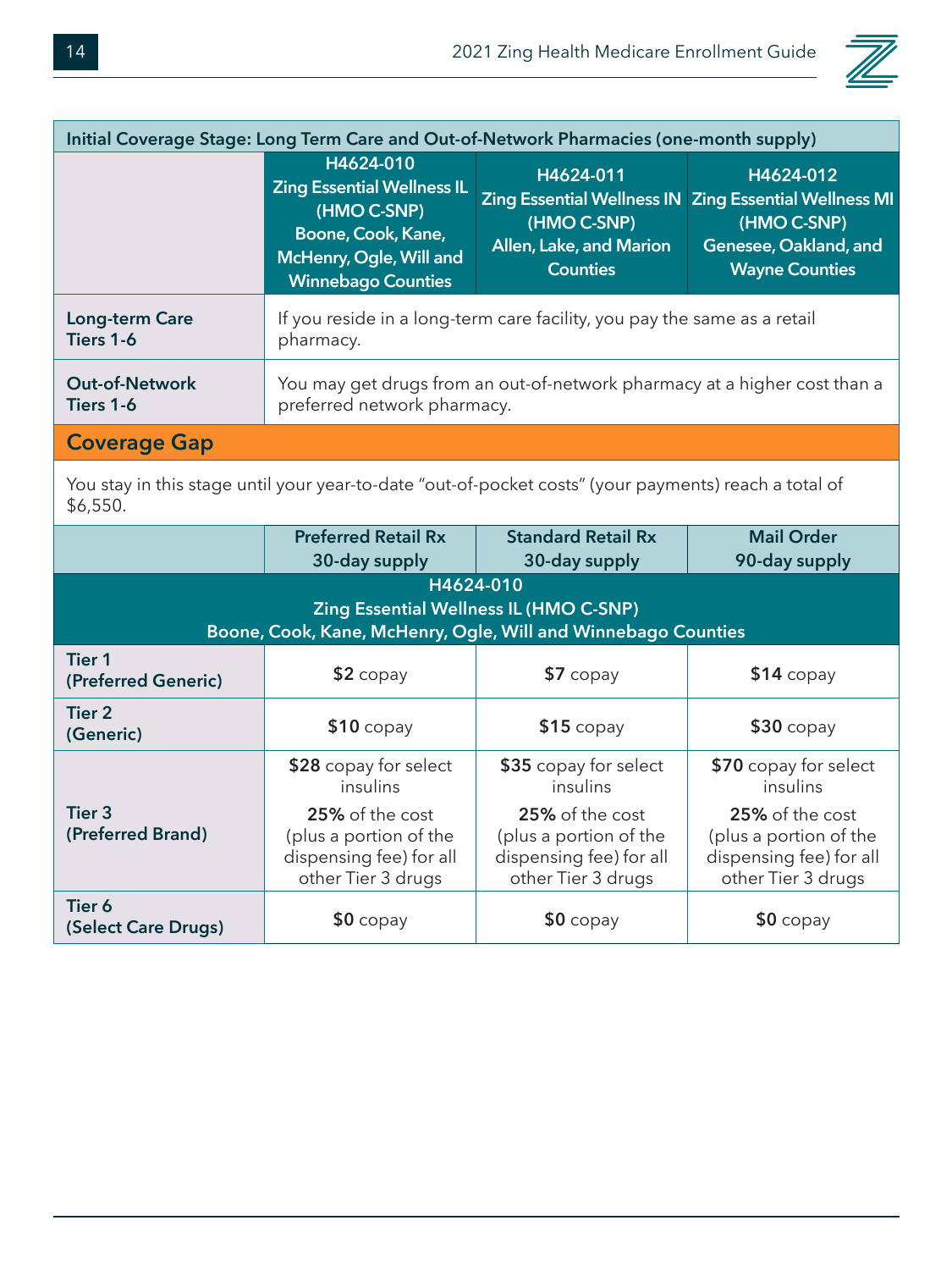| Initial Coverage Stage: Long Term Care and Out-of-Network Pharmacies (one-month supply) | | | |
|---|---|---|---|
| | H4624-010 Zing Essential Wellness IL (HMO C-SNP) Boone, Cook, Kane, McHenry, Ogle, Will and Winnebago Counties | H4624-011 Zing Essential Wellness IN (HMO C-SNP) Allen, Lake, and Marion Counties | H4624-012 Zing Essential Wellness MI (HMO C-SNP) Genesee, Oakland, and Wayne Counties |
| **Long-term Care Tiers 1-6** | If you reside in a long-term care facility, you pay the same as a retail pharmacy. | | |
| **Out-of-Network Tiers 1-6** | You may get drugs from an out-of-network pharmacy at a higher cost than a preferred network pharmacy. | | |

## Coverage Gap

You stay in this stage until your year-to-date "out-of-pocket costs" (your payments) reach a total of $6,550.

| | Preferred Retail Rx 30-day supply | Standard Retail Rx 30-day supply | Mail Order 90-day supply |
|---|---|---|---|
| **H4624-010 Zing Essential Wellness IL (HMO C-SNP) Boone, Cook, Kane, McHenry, Ogle, Will and Winnebago Counties** | | | |
| **Tier 1 (Preferred Generic)** | **$2** copay | **$7** copay | **$14** copay |
| **Tier 2 (Generic)** | **$10** copay | **$15** copay | **$30** copay |
| **Tier 3 (Preferred Brand)** | **$28** copay for select insulins<br>**25%** of the cost (plus a portion of the dispensing fee) for all other Tier 3 drugs | **$35** copay for select insulins<br>**25%** of the cost (plus a portion of the dispensing fee) for all other Tier 3 drugs | **$70** copay for select insulins<br>**25%** of the cost (plus a portion of the dispensing fee) for all other Tier 3 drugs |
| **Tier 6 (Select Care Drugs)** | **$0** copay | **$0** copay | **$0** copay |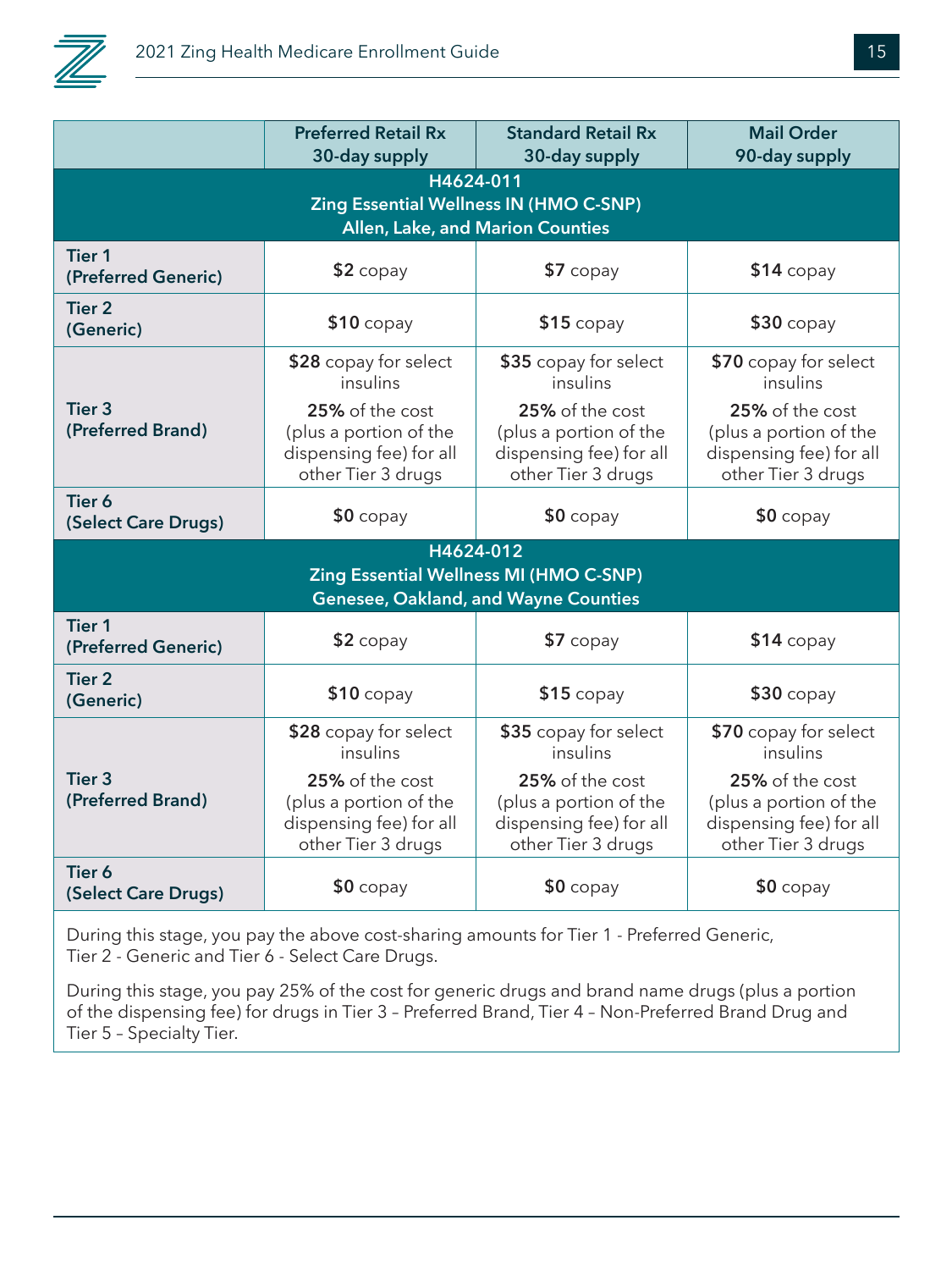| | Preferred Retail Rx 30-day supply | Standard Retail Rx 30-day supply | Mail Order 90-day supply |
|---|---|---|---|
| **H4624-011 Zing Essential Wellness IN (HMO C-SNP) Allen, Lake, and Marion Counties** | | | |
| **Tier 1 (Preferred Generic)** | **$2** copay | **$7** copay | **$14** copay |
| **Tier 2 (Generic)** | **$10** copay | **$15** copay | **$30** copay |
| **Tier 3 (Preferred Brand)** | **$28** copay for select insulins<br>**25%** of the cost (plus a portion of the dispensing fee) for all other Tier 3 drugs | **$35** copay for select insulins<br>**25%** of the cost (plus a portion of the dispensing fee) for all other Tier 3 drugs | **$70** copay for select insulins<br>**25%** of the cost (plus a portion of the dispensing fee) for all other Tier 3 drugs |
| **Tier 6 (Select Care Drugs)** | **$0** copay | **$0** copay | **$0** copay |
| **H4624-012 Zing Essential Wellness MI (HMO C-SNP) Genesee, Oakland, and Wayne Counties** | | | |
| **Tier 1 (Preferred Generic)** | **$2** copay | **$7** copay | **$14** copay |
| **Tier 2 (Generic)** | **$10** copay | **$15** copay | **$30** copay |
| **Tier 3 (Preferred Brand)** | **$28** copay for select insulins<br>**25%** of the cost (plus a portion of the dispensing fee) for all other Tier 3 drugs | **$35** copay for select insulins<br>**25%** of the cost (plus a portion of the dispensing fee) for all other Tier 3 drugs | **$70** copay for select insulins<br>**25%** of the cost (plus a portion of the dispensing fee) for all other Tier 3 drugs |
| **Tier 6 (Select Care Drugs)** | **$0** copay | **$0** copay | **$0** copay |

During this stage, you pay the above cost-sharing amounts for Tier 1 - Preferred Generic, Tier 2 - Generic and Tier 6 - Select Care Drugs.

During this stage, you pay 25% of the cost for generic drugs and brand name drugs (plus a portion of the dispensing fee) for drugs in Tier 3 – Preferred Brand, Tier 4 – Non-Preferred Brand Drug and Tier 5 – Specialty Tier.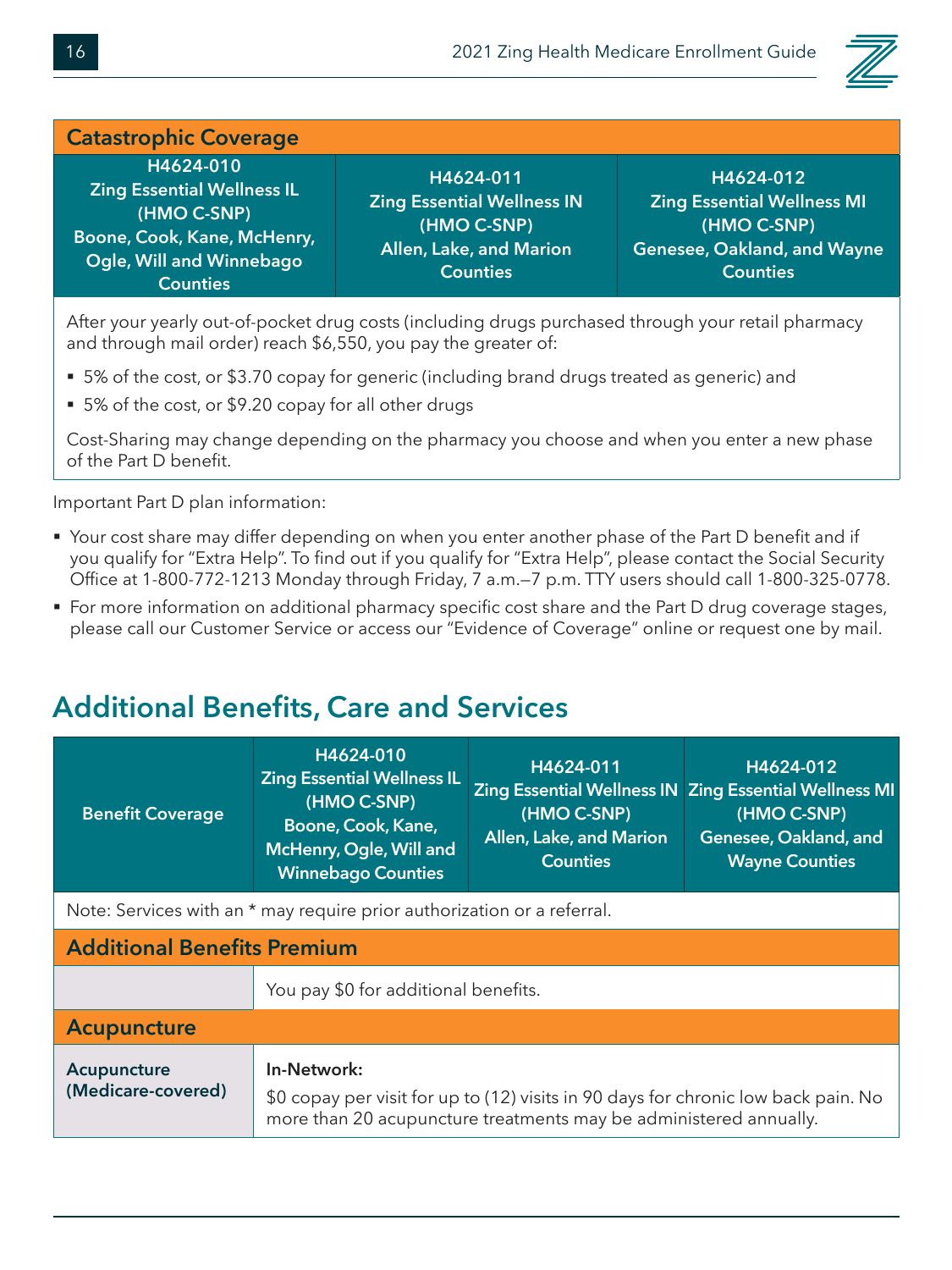| Catastrophic Coverage | | |
|---|---|---|
| **H4624-010 Zing Essential Wellness IL (HMO C-SNP) Boone, Cook, Kane, McHenry, Ogle, Will and Winnebago Counties** | **H4624-011 Zing Essential Wellness IN (HMO C-SNP) Allen, Lake, and Marion Counties** | **H4624-012 Zing Essential Wellness MI (HMO C-SNP) Genesee, Oakland, and Wayne Counties** |
| After your yearly out-of-pocket drug costs (including drugs purchased through your retail pharmacy and through mail order) reach $6,550, you pay the greater of: <br>▪ 5% of the cost, or $3.70 copay for generic (including brand drugs treated as generic) and <br>▪ 5% of the cost, or $9.20 copay for all other drugs <br><br>Cost-Sharing may change depending on the pharmacy you choose and when you enter a new phase of the Part D benefit. | | |

Important Part D plan information:

- Your cost share may differ depending on when you enter another phase of the Part D benefit and if you qualify for "Extra Help". To find out if you qualify for "Extra Help", please contact the Social Security Office at 1-800-772-1213 Monday through Friday, 7 a.m.—7 p.m. TTY users should call 1-800-325-0778.
- For more information on additional pharmacy specific cost share and the Part D drug coverage stages, please call our Customer Service or access our "Evidence of Coverage" online or request one by mail.

## Additional Benefits, Care and Services

| Benefit Coverage | H4624-010 Zing Essential Wellness IL (HMO C-SNP) Boone, Cook, Kane, McHenry, Ogle, Will and Winnebago Counties | H4624-011 Zing Essential Wellness IN (HMO C-SNP) Allen, Lake, and Marion Counties | H4624-012 Zing Essential Wellness MI (HMO C-SNP) Genesee, Oakland, and Wayne Counties |
|---|---|---|---|
| Note: Services with an * may require prior authorization or a referral. | | | |
| **Additional Benefits Premium** | | | |
| | You pay $0 for additional benefits. | | |
| **Acupuncture** | | | |
| **Acupuncture (Medicare-covered)** | **In-Network:** <br>$0 copay per visit for up to (12) visits in 90 days for chronic low back pain. No more than 20 acupuncture treatments may be administered annually. | | |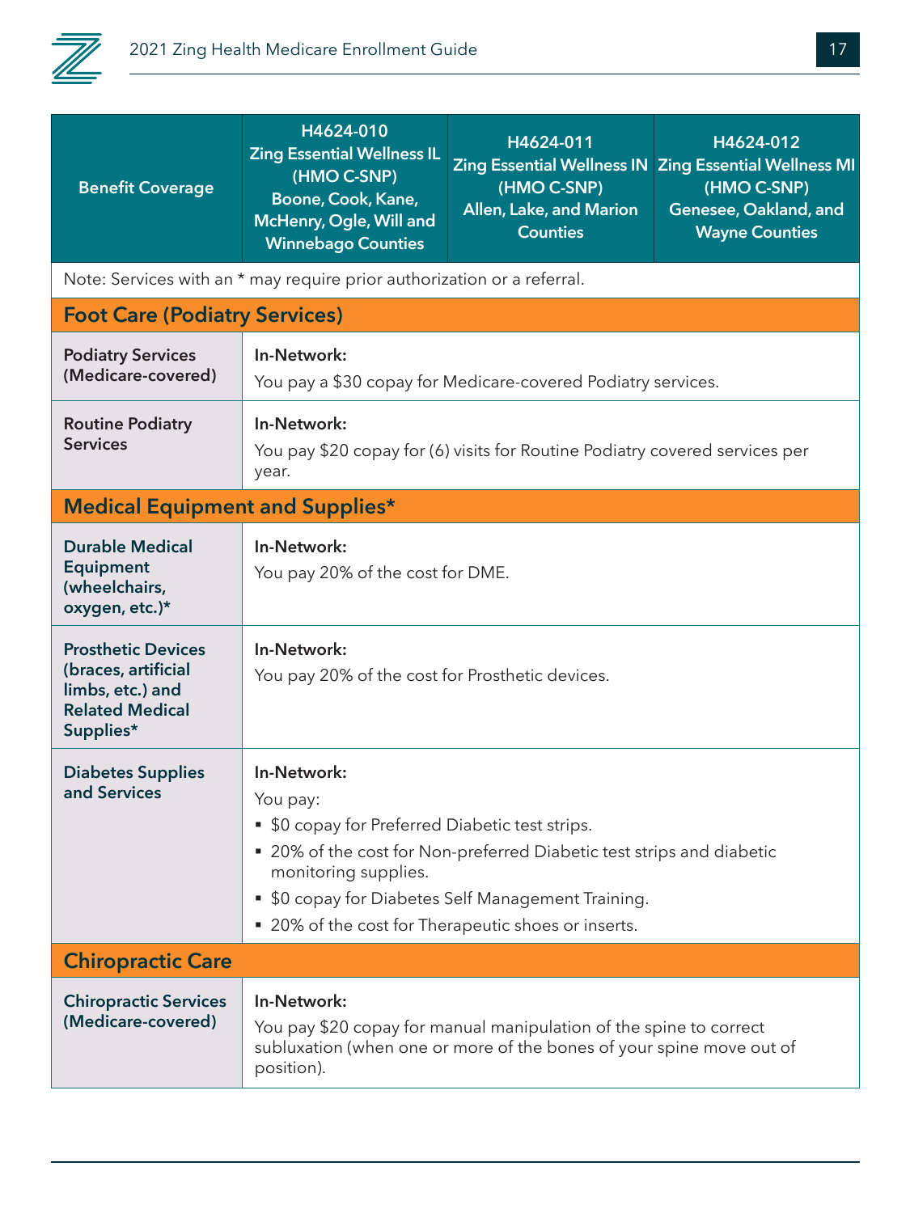| Benefit Coverage | H4624-010 Zing Essential Wellness IL (HMO C-SNP) Boone, Cook, Kane, McHenry, Ogle, Will and Winnebago Counties | H4624-011 Zing Essential Wellness IN (HMO C-SNP) Allen, Lake, and Marion Counties | H4624-012 Zing Essential Wellness MI (HMO C-SNP) Genesee, Oakland, and Wayne Counties |
|---|---|---|---|
| Note: Services with an * may require prior authorization or a referral. | | | |
| **Foot Care (Podiatry Services)** | | | |
| **Podiatry Services (Medicare-covered)** | **In-Network:** You pay a $30 copay for Medicare-covered Podiatry services. | | |
| **Routine Podiatry Services** | **In-Network:** You pay $20 copay for (6) visits for Routine Podiatry covered services per year. | | |
| **Medical Equipment and Supplies*** | | | |
| **Durable Medical Equipment (wheelchairs, oxygen, etc.)*** | **In-Network:** You pay 20% of the cost for DME. | | |
| **Prosthetic Devices (braces, artificial limbs, etc.) and Related Medical Supplies*** | **In-Network:** You pay 20% of the cost for Prosthetic devices. | | |
| **Diabetes Supplies and Services** | **In-Network:** You pay: <br>▪ $0 copay for Preferred Diabetic test strips. <br>▪ 20% of the cost for Non-preferred Diabetic test strips and diabetic monitoring supplies. <br>▪ $0 copay for Diabetes Self Management Training. <br>▪ 20% of the cost for Therapeutic shoes or inserts. | | |
| **Chiropractic Care** | | | |
| **Chiropractic Services (Medicare-covered)** | **In-Network:** You pay $20 copay for manual manipulation of the spine to correct subluxation (when one or more of the bones of your spine move out of position). | | |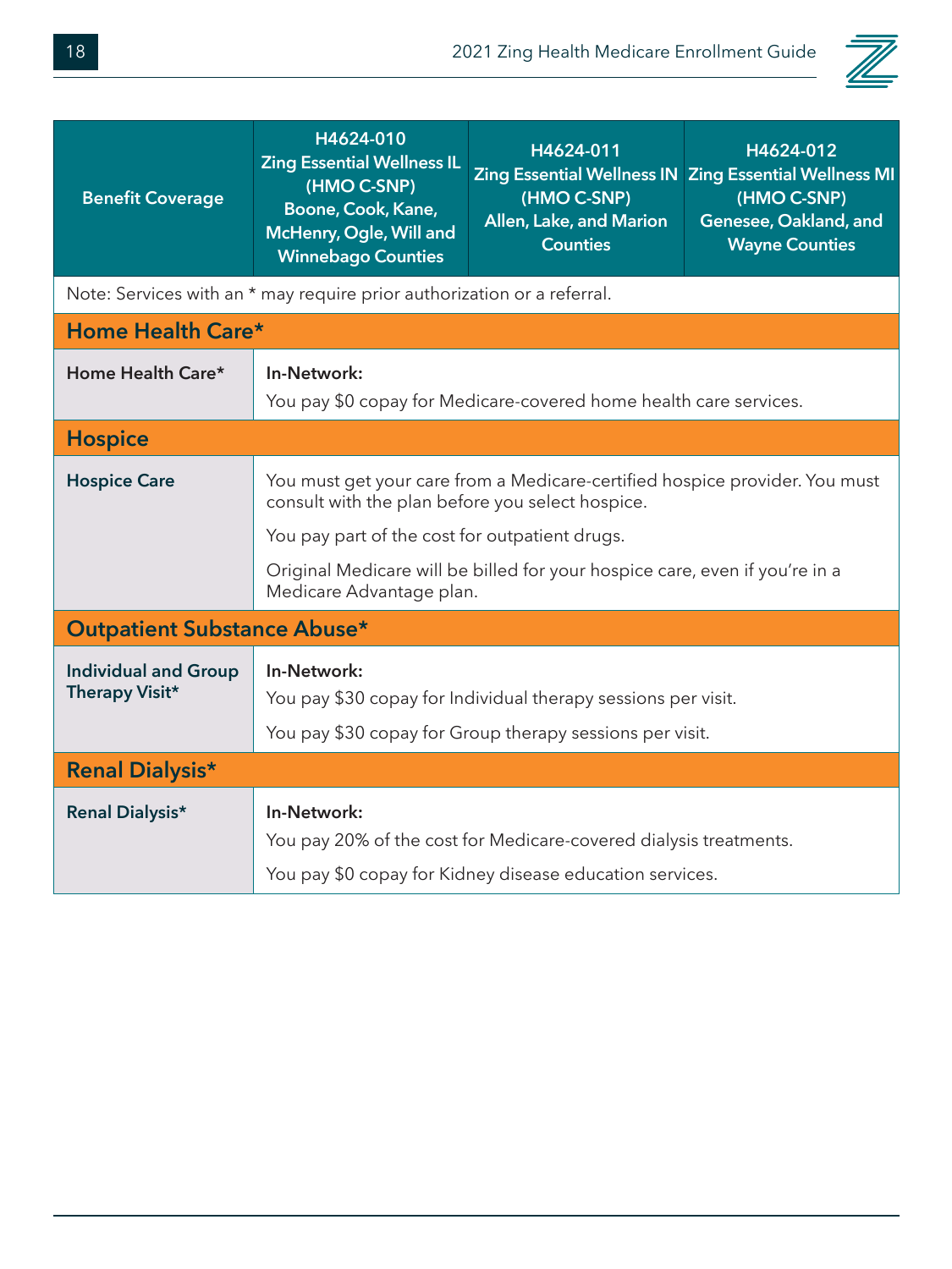| Benefit Coverage | H4624-010 Zing Essential Wellness IL (HMO C-SNP) Boone, Cook, Kane, McHenry, Ogle, Will and Winnebago Counties | H4624-011 Zing Essential Wellness IN (HMO C-SNP) Allen, Lake, and Marion Counties | H4624-012 Zing Essential Wellness MI (HMO C-SNP) Genesee, Oakland, and Wayne Counties |
|---|---|---|---|
| Note: Services with an * may require prior authorization or a referral. | | | |
| **Home Health Care*** | | | |
| **Home Health Care*** | **In-Network:** You pay $0 copay for Medicare-covered home health care services. | | |
| **Hospice** | | | |
| **Hospice Care** | You must get your care from a Medicare-certified hospice provider. You must consult with the plan before you select hospice. You pay part of the cost for outpatient drugs. Original Medicare will be billed for your hospice care, even if you're in a Medicare Advantage plan. | | |
| **Outpatient Substance Abuse*** | | | |
| **Individual and Group Therapy Visit*** | **In-Network:** You pay $30 copay for Individual therapy sessions per visit. You pay $30 copay for Group therapy sessions per visit. | | |
| **Renal Dialysis*** | | | |
| **Renal Dialysis*** | **In-Network:** You pay 20% of the cost for Medicare-covered dialysis treatments. You pay $0 copay for Kidney disease education services. | | |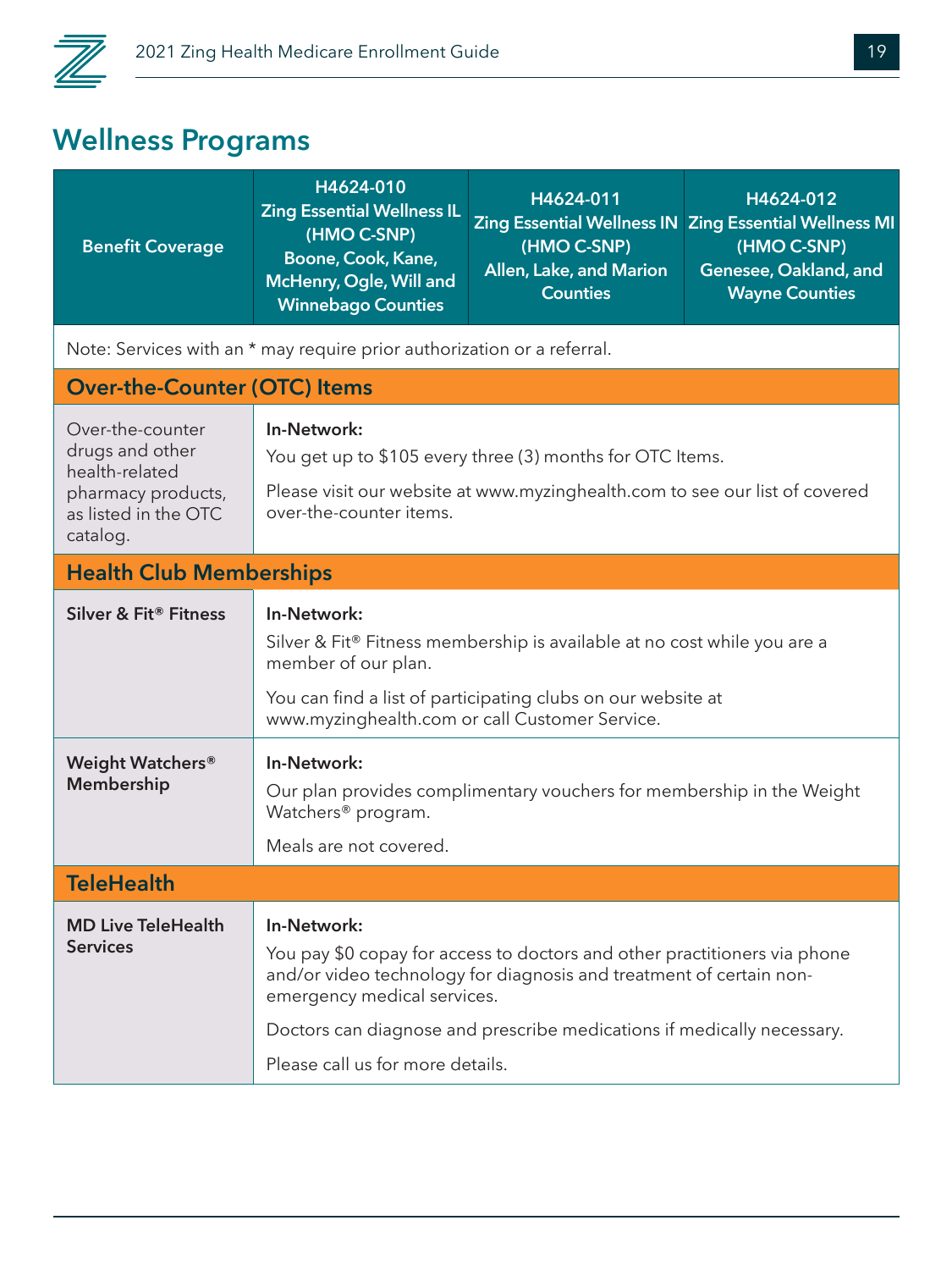## Wellness Programs

| Benefit Coverage | H4624-010 Zing Essential Wellness IL (HMO C-SNP) Boone, Cook, Kane, McHenry, Ogle, Will and Winnebago Counties | H4624-011 Zing Essential Wellness IN (HMO C-SNP) Allen, Lake, and Marion Counties | H4624-012 Zing Essential Wellness MI (HMO C-SNP) Genesee, Oakland, and Wayne Counties |
|---|---|---|---|
| Note: Services with an * may require prior authorization or a referral. | | | |
| **Over-the-Counter (OTC) Items** | | | |
| Over-the-counter drugs and other health-related pharmacy products, as listed in the OTC catalog. | **In-Network:** You get up to $105 every three (3) months for OTC Items. Please visit our website at www.myzinghealth.com to see our list of covered over-the-counter items. | | |
| **Health Club Memberships** | | | |
| **Silver & Fit® Fitness** | **In-Network:** Silver & Fit® Fitness membership is available at no cost while you are a member of our plan. You can find a list of participating clubs on our website at www.myzinghealth.com or call Customer Service. | | |
| **Weight Watchers® Membership** | **In-Network:** Our plan provides complimentary vouchers for membership in the Weight Watchers® program. Meals are not covered. | | |
| **TeleHealth** | | | |
| **MD Live TeleHealth Services** | **In-Network:** You pay $0 copay for access to doctors and other practitioners via phone and/or video technology for diagnosis and treatment of certain non-emergency medical services. Doctors can diagnose and prescribe medications if medically necessary. Please call us for more details. | | |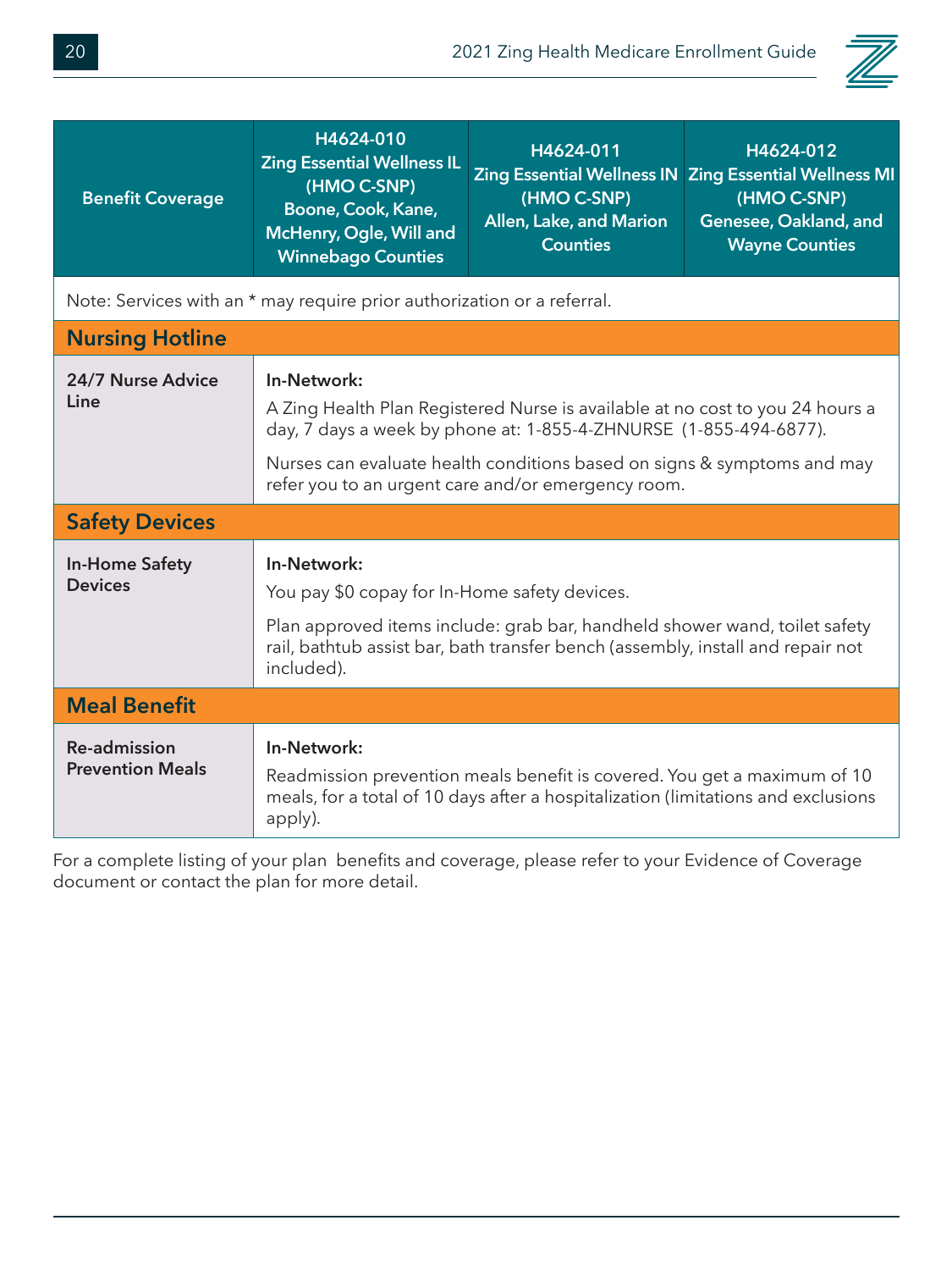| Benefit Coverage | H4624-010 Zing Essential Wellness IL (HMO C-SNP) Boone, Cook, Kane, McHenry, Ogle, Will and Winnebago Counties | H4624-011 Zing Essential Wellness IN (HMO C-SNP) Allen, Lake, and Marion Counties | H4624-012 Zing Essential Wellness MI (HMO C-SNP) Genesee, Oakland, and Wayne Counties |
|---|---|---|---|
| Note: Services with an * may require prior authorization or a referral. | | | |
| **Nursing Hotline** | | | |
| **24/7 Nurse Advice Line** | **In-Network:** A Zing Health Plan Registered Nurse is available at no cost to you 24 hours a day, 7 days a week by phone at: 1-855-4-ZHNURSE (1-855-494-6877). Nurses can evaluate health conditions based on signs & symptoms and may refer you to an urgent care and/or emergency room. | | |
| **Safety Devices** | | | |
| **In-Home Safety Devices** | **In-Network:** You pay $0 copay for In-Home safety devices. Plan approved items include: grab bar, handheld shower wand, toilet safety rail, bathtub assist bar, bath transfer bench (assembly, install and repair not included). | | |
| **Meal Benefit** | | | |
| **Re-admission Prevention Meals** | **In-Network:** Readmission prevention meals benefit is covered. You get a maximum of 10 meals, for a total of 10 days after a hospitalization (limitations and exclusions apply). | | |

For a complete listing of your plan benefits and coverage, please refer to your Evidence of Coverage document or contact the plan for more detail.